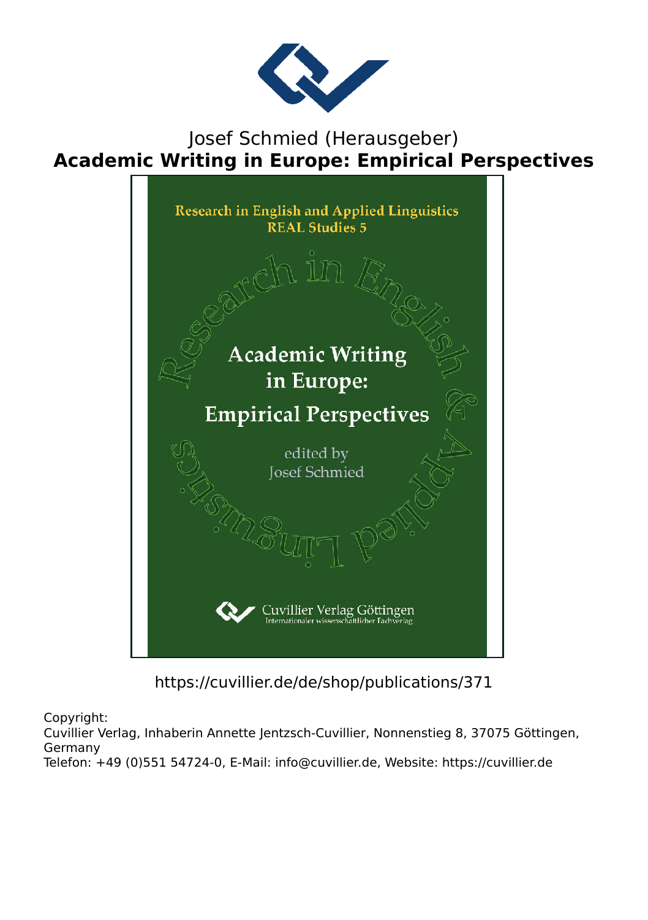Josef Schmied (Herausgeber)

# Academic Writing in Europe: Empirical Perspectives

Research in English and Applied Linguistics
REAL Studies 5

Research in English & Applied Linguistics

Academic Writing in Europe: Empirical Perspectives

edited by
Josef Schmied

Cuvillier Verlag Göttingen
Internationaler wissenschaftlicher Fachverlag

https://cuvillier.de/de/shop/publications/371

Copyright:
Cuvillier Verlag, Inhaberin Annette Jentzsch-Cuvillier, Nonnenstieg 8, 37075 Göttingen, Germany
Telefon: +49 (0)551 54724-0, E-Mail: info@cuvillier.de, Website: https://cuvillier.de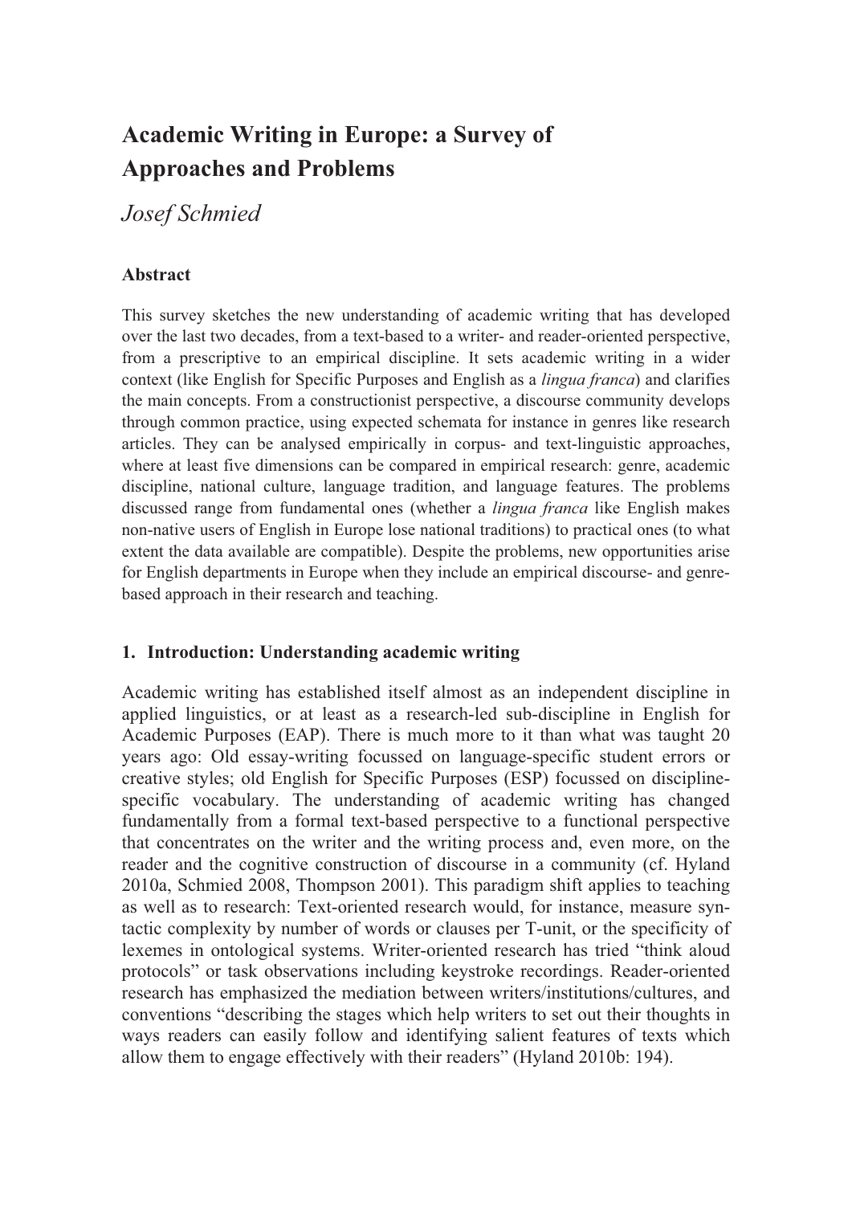# Academic Writing in Europe: a Survey of Approaches and Problems

*Josef Schmied*

### Abstract

This survey sketches the new understanding of academic writing that has developed over the last two decades, from a text-based to a writer- and reader-oriented perspective, from a prescriptive to an empirical discipline. It sets academic writing in a wider context (like English for Specific Purposes and English as a *lingua franca*) and clarifies the main concepts. From a constructionist perspective, a discourse community develops through common practice, using expected schemata for instance in genres like research articles. They can be analysed empirically in corpus- and text-linguistic approaches, where at least five dimensions can be compared in empirical research: genre, academic discipline, national culture, language tradition, and language features. The problems discussed range from fundamental ones (whether a *lingua franca* like English makes non-native users of English in Europe lose national traditions) to practical ones (to what extent the data available are compatible). Despite the problems, new opportunities arise for English departments in Europe when they include an empirical discourse- and genre-based approach in their research and teaching.

## 1. Introduction: Understanding academic writing

Academic writing has established itself almost as an independent discipline in applied linguistics, or at least as a research-led sub-discipline in English for Academic Purposes (EAP). There is much more to it than what was taught 20 years ago: Old essay-writing focussed on language-specific student errors or creative styles; old English for Specific Purposes (ESP) focussed on discipline-specific vocabulary. The understanding of academic writing has changed fundamentally from a formal text-based perspective to a functional perspective that concentrates on the writer and the writing process and, even more, on the reader and the cognitive construction of discourse in a community (cf. Hyland 2010a, Schmied 2008, Thompson 2001). This paradigm shift applies to teaching as well as to research: Text-oriented research would, for instance, measure syntactic complexity by number of words or clauses per T-unit, or the specificity of lexemes in ontological systems. Writer-oriented research has tried "think aloud protocols" or task observations including keystroke recordings. Reader-oriented research has emphasized the mediation between writers/institutions/cultures, and conventions "describing the stages which help writers to set out their thoughts in ways readers can easily follow and identifying salient features of texts which allow them to engage effectively with their readers" (Hyland 2010b: 194).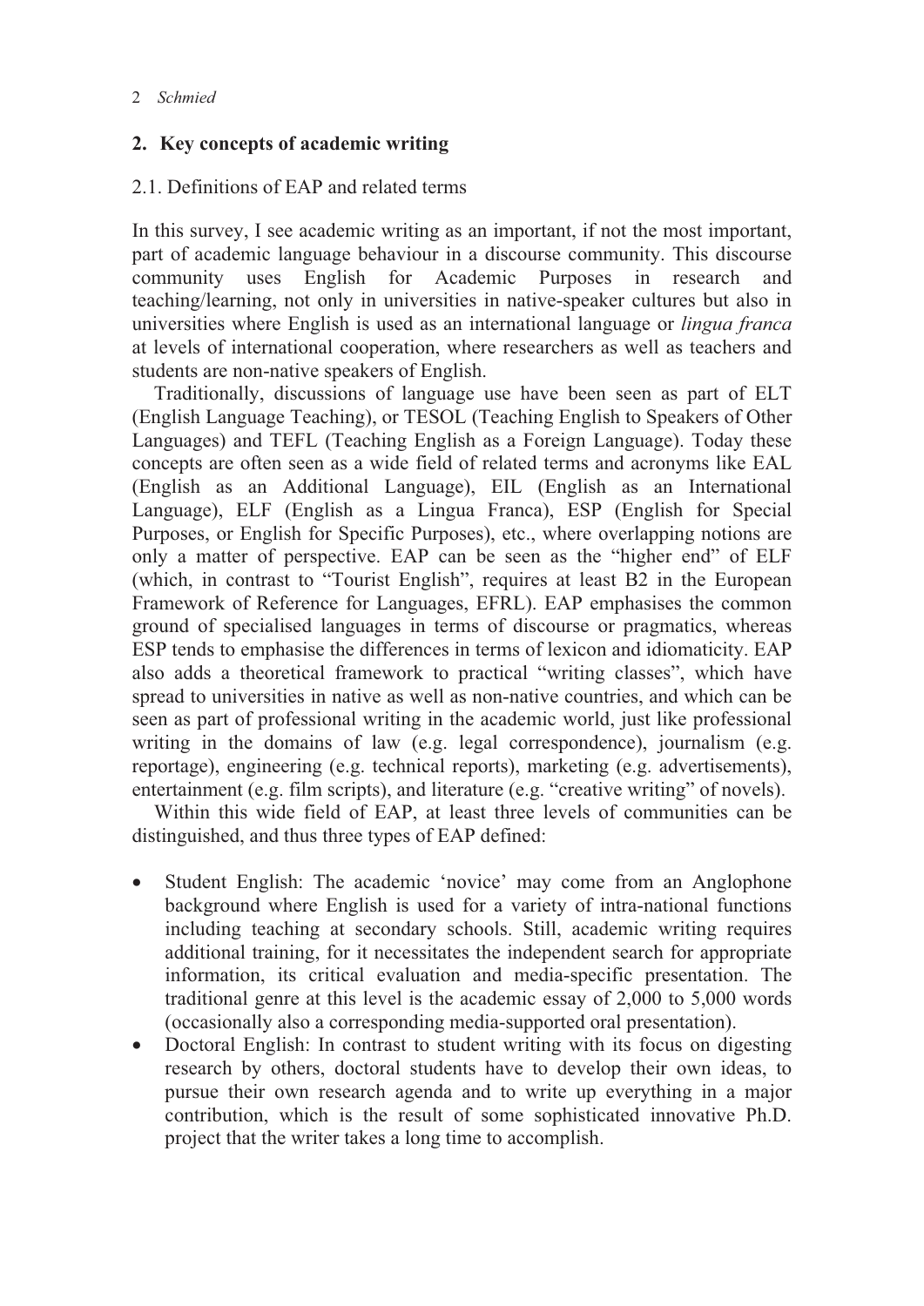## 2. Key concepts of academic writing

### 2.1. Definitions of EAP and related terms

In this survey, I see academic writing as an important, if not the most important, part of academic language behaviour in a discourse community. This discourse community uses English for Academic Purposes in research and teaching/learning, not only in universities in native-speaker cultures but also in universities where English is used as an international language or *lingua franca* at levels of international cooperation, where researchers as well as teachers and students are non-native speakers of English.

Traditionally, discussions of language use have been seen as part of ELT (English Language Teaching), or TESOL (Teaching English to Speakers of Other Languages) and TEFL (Teaching English as a Foreign Language). Today these concepts are often seen as a wide field of related terms and acronyms like EAL (English as an Additional Language), EIL (English as an International Language), ELF (English as a Lingua Franca), ESP (English for Special Purposes, or English for Specific Purposes), etc., where overlapping notions are only a matter of perspective. EAP can be seen as the "higher end" of ELF (which, in contrast to "Tourist English", requires at least B2 in the European Framework of Reference for Languages, EFRL). EAP emphasises the common ground of specialised languages in terms of discourse or pragmatics, whereas ESP tends to emphasise the differences in terms of lexicon and idiomaticity. EAP also adds a theoretical framework to practical "writing classes", which have spread to universities in native as well as non-native countries, and which can be seen as part of professional writing in the academic world, just like professional writing in the domains of law (e.g. legal correspondence), journalism (e.g. reportage), engineering (e.g. technical reports), marketing (e.g. advertisements), entertainment (e.g. film scripts), and literature (e.g. "creative writing" of novels).

Within this wide field of EAP, at least three levels of communities can be distinguished, and thus three types of EAP defined:

- Student English: The academic 'novice' may come from an Anglophone background where English is used for a variety of intra-national functions including teaching at secondary schools. Still, academic writing requires additional training, for it necessitates the independent search for appropriate information, its critical evaluation and media-specific presentation. The traditional genre at this level is the academic essay of 2,000 to 5,000 words (occasionally also a corresponding media-supported oral presentation).
- Doctoral English: In contrast to student writing with its focus on digesting research by others, doctoral students have to develop their own ideas, to pursue their own research agenda and to write up everything in a major contribution, which is the result of some sophisticated innovative Ph.D. project that the writer takes a long time to accomplish.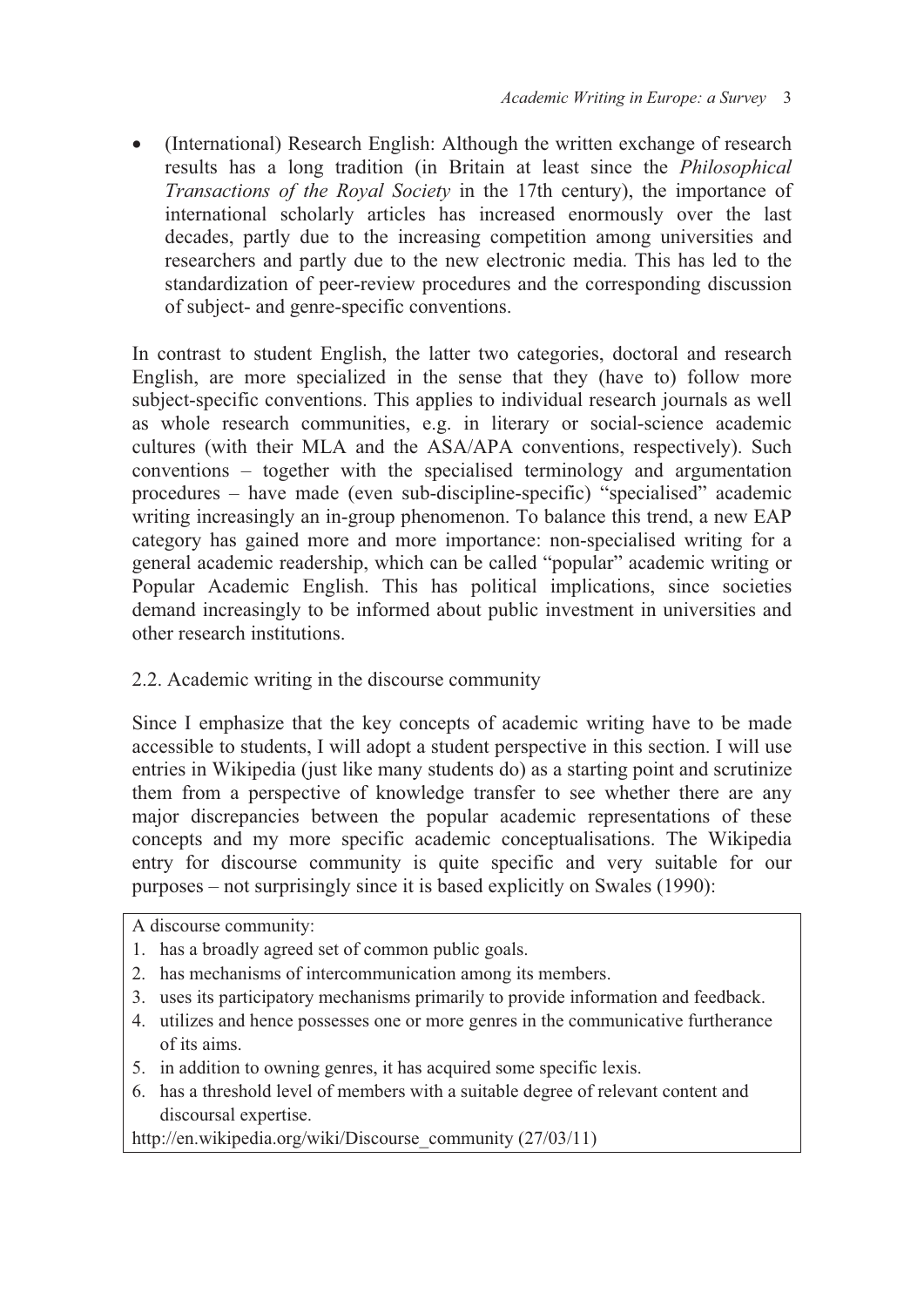- (International) Research English: Although the written exchange of research results has a long tradition (in Britain at least since the *Philosophical Transactions of the Royal Society* in the 17th century), the importance of international scholarly articles has increased enormously over the last decades, partly due to the increasing competition among universities and researchers and partly due to the new electronic media. This has led to the standardization of peer-review procedures and the corresponding discussion of subject- and genre-specific conventions.

In contrast to student English, the latter two categories, doctoral and research English, are more specialized in the sense that they (have to) follow more subject-specific conventions. This applies to individual research journals as well as whole research communities, e.g. in literary or social-science academic cultures (with their MLA and the ASA/APA conventions, respectively). Such conventions – together with the specialised terminology and argumentation procedures – have made (even sub-discipline-specific) "specialised" academic writing increasingly an in-group phenomenon. To balance this trend, a new EAP category has gained more and more importance: non-specialised writing for a general academic readership, which can be called "popular" academic writing or Popular Academic English. This has political implications, since societies demand increasingly to be informed about public investment in universities and other research institutions.

## 2.2. Academic writing in the discourse community

Since I emphasize that the key concepts of academic writing have to be made accessible to students, I will adopt a student perspective in this section. I will use entries in Wikipedia (just like many students do) as a starting point and scrutinize them from a perspective of knowledge transfer to see whether there are any major discrepancies between the popular academic representations of these concepts and my more specific academic conceptualisations. The Wikipedia entry for discourse community is quite specific and very suitable for our purposes – not surprisingly since it is based explicitly on Swales (1990):

> A discourse community:
> 1. has a broadly agreed set of common public goals.
> 2. has mechanisms of intercommunication among its members.
> 3. uses its participatory mechanisms primarily to provide information and feedback.
> 4. utilizes and hence possesses one or more genres in the communicative furtherance of its aims.
> 5. in addition to owning genres, it has acquired some specific lexis.
> 6. has a threshold level of members with a suitable degree of relevant content and discoursal expertise.
>
> http://en.wikipedia.org/wiki/Discourse_community (27/03/11)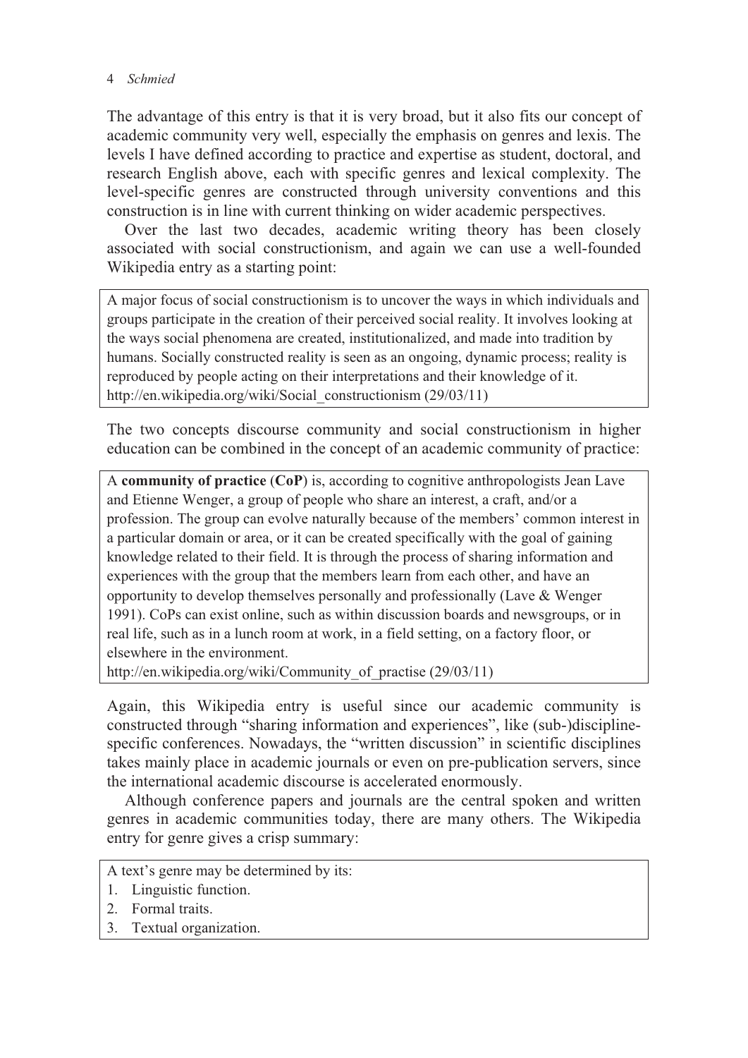The advantage of this entry is that it is very broad, but it also fits our concept of academic community very well, especially the emphasis on genres and lexis. The levels I have defined according to practice and expertise as student, doctoral, and research English above, each with specific genres and lexical complexity. The level-specific genres are constructed through university conventions and this construction is in line with current thinking on wider academic perspectives.

Over the last two decades, academic writing theory has been closely associated with social constructionism, and again we can use a well-founded Wikipedia entry as a starting point:

> A major focus of social constructionism is to uncover the ways in which individuals and groups participate in the creation of their perceived social reality. It involves looking at the ways social phenomena are created, institutionalized, and made into tradition by humans. Socially constructed reality is seen as an ongoing, dynamic process; reality is reproduced by people acting on their interpretations and their knowledge of it.
> http://en.wikipedia.org/wiki/Social_constructionism (29/03/11)

The two concepts discourse community and social constructionism in higher education can be combined in the concept of an academic community of practice:

> A **community of practice** (**CoP**) is, according to cognitive anthropologists Jean Lave and Etienne Wenger, a group of people who share an interest, a craft, and/or a profession. The group can evolve naturally because of the members' common interest in a particular domain or area, or it can be created specifically with the goal of gaining knowledge related to their field. It is through the process of sharing information and experiences with the group that the members learn from each other, and have an opportunity to develop themselves personally and professionally (Lave & Wenger 1991). CoPs can exist online, such as within discussion boards and newsgroups, or in real life, such as in a lunch room at work, in a field setting, on a factory floor, or elsewhere in the environment.
> http://en.wikipedia.org/wiki/Community_of_practise (29/03/11)

Again, this Wikipedia entry is useful since our academic community is constructed through "sharing information and experiences", like (sub-)discipline-specific conferences. Nowadays, the "written discussion" in scientific disciplines takes mainly place in academic journals or even on pre-publication servers, since the international academic discourse is accelerated enormously.

Although conference papers and journals are the central spoken and written genres in academic communities today, there are many others. The Wikipedia entry for genre gives a crisp summary:

> A text's genre may be determined by its:
> 1. Linguistic function.
> 2. Formal traits.
> 3. Textual organization.